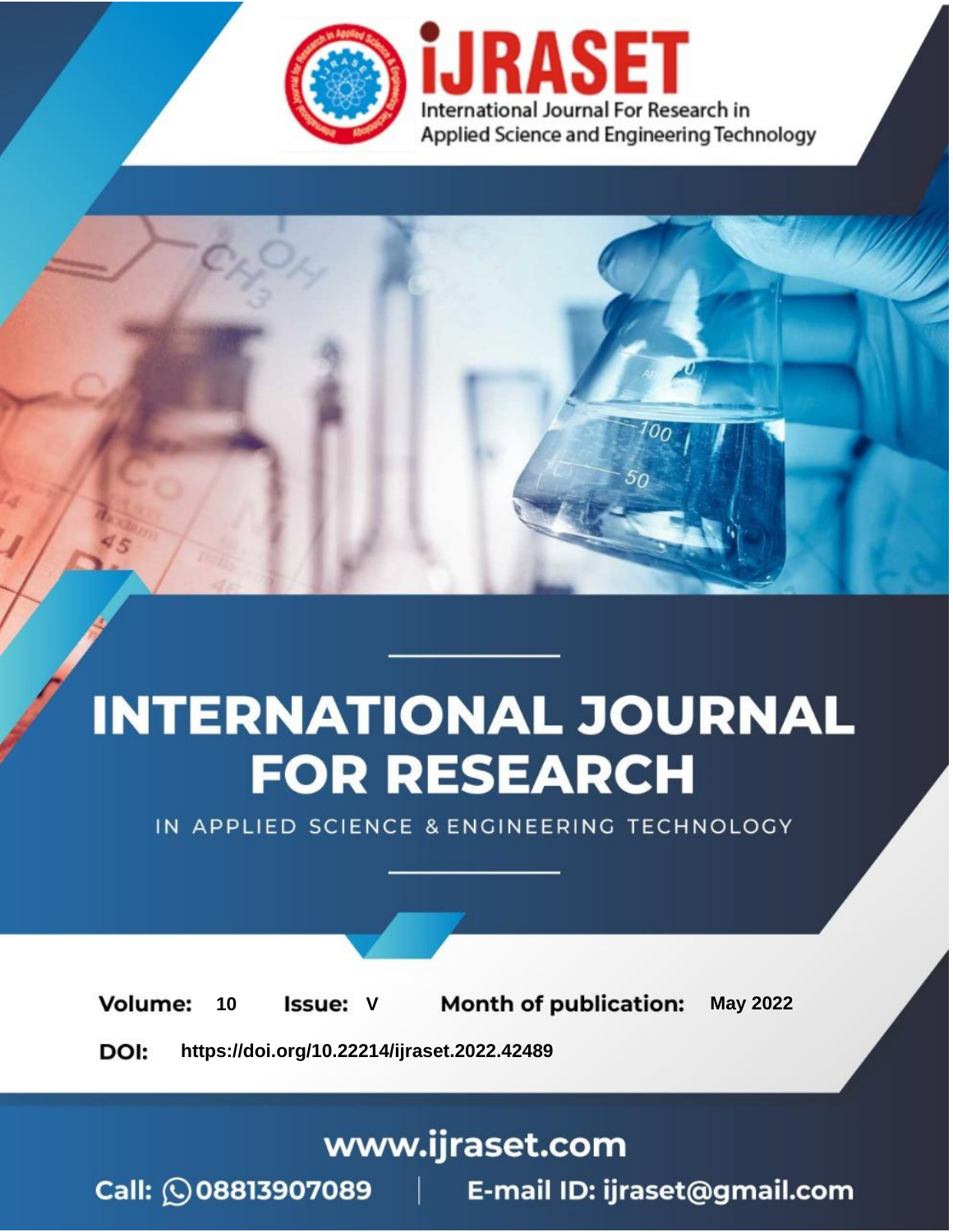iJRASET

International Journal For Research in Applied Science and Engineering Technology

# INTERNATIONAL JOURNAL FOR RESEARCH

IN APPLIED SCIENCE & ENGINEERING TECHNOLOGY

**Volume:** 10 **Issue:** V **Month of publication:** May 2022

**DOI:** https://doi.org/10.22214/ijraset.2022.42489

www.ijraset.com

Call: 08813907089 | E-mail ID: ijraset@gmail.com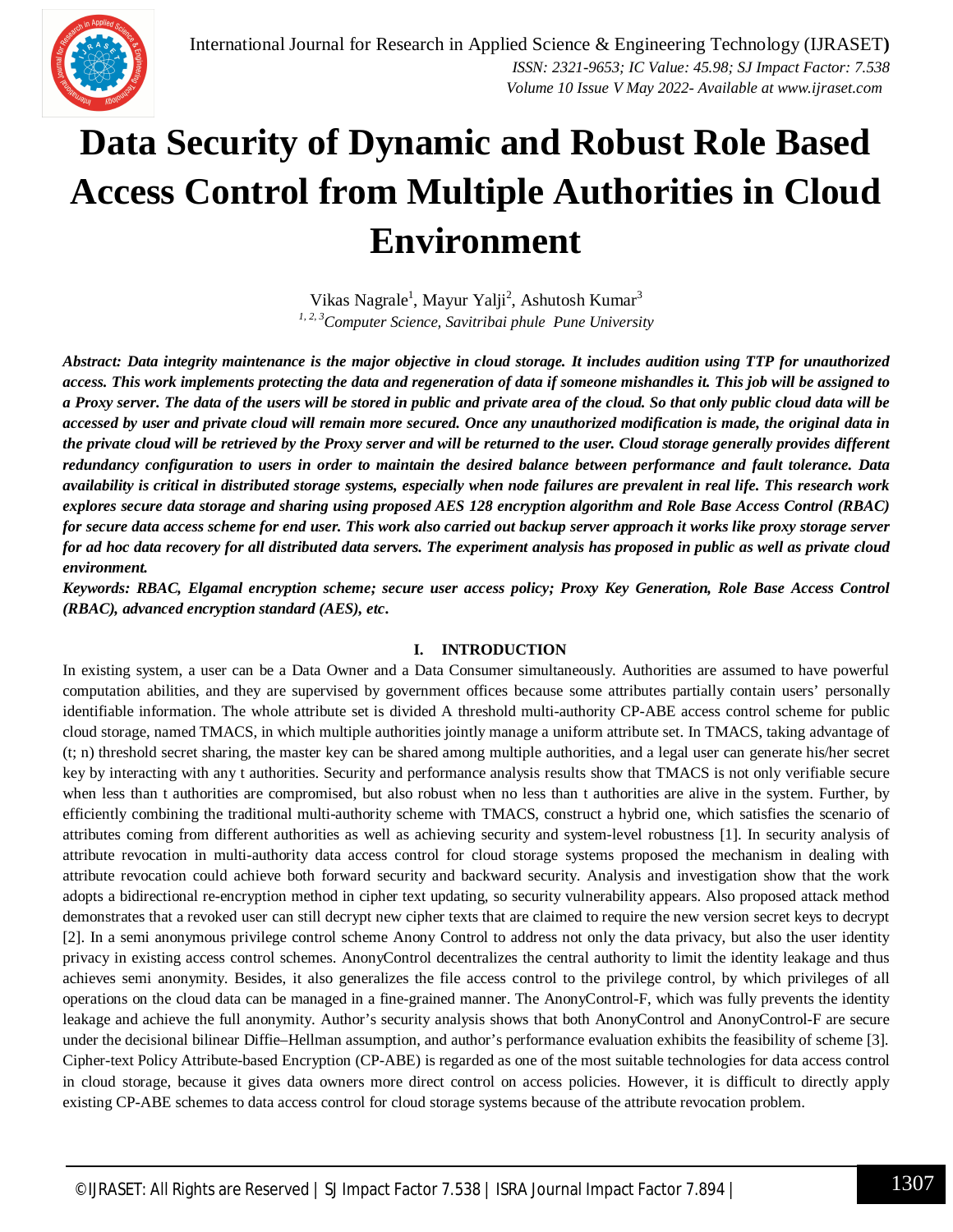# Data Security of Dynamic and Robust Role Based Access Control from Multiple Authorities in Cloud Environment

Vikas Nagrale[1], Mayur Yalji[2], Ashutosh Kumar[3]

[1, 2, 3]*Computer Science, Savitribai phule Pune University*

***Abstract:** Data integrity maintenance is the major objective in cloud storage. It includes audition using TTP for unauthorized access. This work implements protecting the data and regeneration of data if someone mishandles it. This job will be assigned to a Proxy server. The data of the users will be stored in public and private area of the cloud. So that only public cloud data will be accessed by user and private cloud will remain more secured. Once any unauthorized modification is made, the original data in the private cloud will be retrieved by the Proxy server and will be returned to the user. Cloud storage generally provides different redundancy configuration to users in order to maintain the desired balance between performance and fault tolerance. Data availability is critical in distributed storage systems, especially when node failures are prevalent in real life. This research work explores secure data storage and sharing using proposed AES 128 encryption algorithm and Role Base Access Control (RBAC) for secure data access scheme for end user. This work also carried out backup server approach it works like proxy storage server for ad hoc data recovery for all distributed data servers. The experiment analysis has proposed in public as well as private cloud environment.*

***Keywords:** RBAC, Elgamal encryption scheme; secure user access policy; Proxy Key Generation, Role Base Access Control (RBAC), advanced encryption standard (AES), etc.*

## I. INTRODUCTION

In existing system, a user can be a Data Owner and a Data Consumer simultaneously. Authorities are assumed to have powerful computation abilities, and they are supervised by government offices because some attributes partially contain users' personally identifiable information. The whole attribute set is divided A threshold multi-authority CP-ABE access control scheme for public cloud storage, named TMACS, in which multiple authorities jointly manage a uniform attribute set. In TMACS, taking advantage of (t; n) threshold secret sharing, the master key can be shared among multiple authorities, and a legal user can generate his/her secret key by interacting with any t authorities. Security and performance analysis results show that TMACS is not only verifiable secure when less than t authorities are compromised, but also robust when no less than t authorities are alive in the system. Further, by efficiently combining the traditional multi-authority scheme with TMACS, construct a hybrid one, which satisfies the scenario of attributes coming from different authorities as well as achieving security and system-level robustness [1]. In security analysis of attribute revocation in multi-authority data access control for cloud storage systems proposed the mechanism in dealing with attribute revocation could achieve both forward security and backward security. Analysis and investigation show that the work adopts a bidirectional re-encryption method in cipher text updating, so security vulnerability appears. Also proposed attack method demonstrates that a revoked user can still decrypt new cipher texts that are claimed to require the new version secret keys to decrypt [2]. In a semi anonymous privilege control scheme Anony Control to address not only the data privacy, but also the user identity privacy in existing access control schemes. AnonyControl decentralizes the central authority to limit the identity leakage and thus achieves semi anonymity. Besides, it also generalizes the file access control to the privilege control, by which privileges of all operations on the cloud data can be managed in a fine-grained manner. The AnonyControl-F, which was fully prevents the identity leakage and achieve the full anonymity. Author's security analysis shows that both AnonyControl and AnonyControl-F are secure under the decisional bilinear Diffie–Hellman assumption, and author's performance evaluation exhibits the feasibility of scheme [3]. Cipher-text Policy Attribute-based Encryption (CP-ABE) is regarded as one of the most suitable technologies for data access control in cloud storage, because it gives data owners more direct control on access policies. However, it is difficult to directly apply existing CP-ABE schemes to data access control for cloud storage systems because of the attribute revocation problem.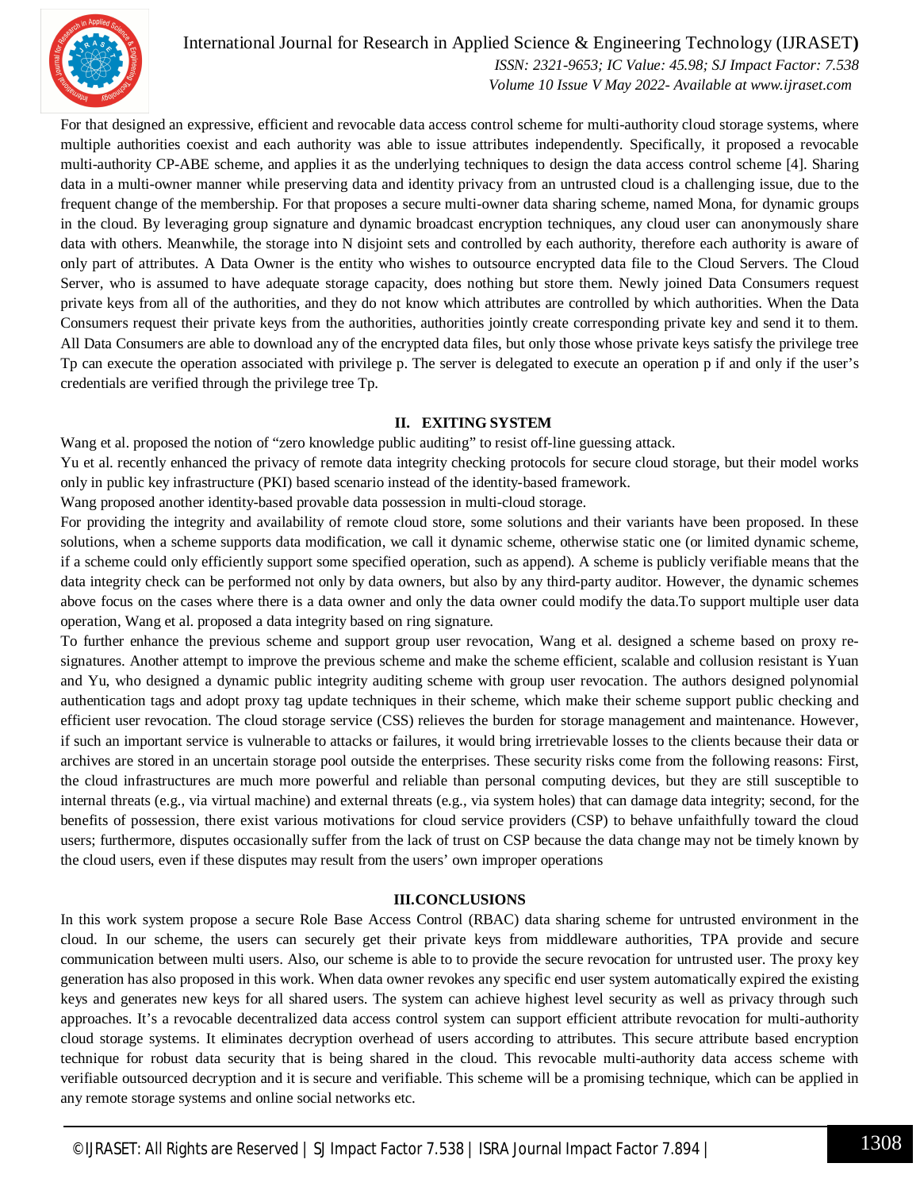For that designed an expressive, efficient and revocable data access control scheme for multi-authority cloud storage systems, where multiple authorities coexist and each authority was able to issue attributes independently. Specifically, it proposed a revocable multi-authority CP-ABE scheme, and applies it as the underlying techniques to design the data access control scheme [4]. Sharing data in a multi-owner manner while preserving data and identity privacy from an untrusted cloud is a challenging issue, due to the frequent change of the membership. For that proposes a secure multi-owner data sharing scheme, named Mona, for dynamic groups in the cloud. By leveraging group signature and dynamic broadcast encryption techniques, any cloud user can anonymously share data with others. Meanwhile, the storage into N disjoint sets and controlled by each authority, therefore each authority is aware of only part of attributes. A Data Owner is the entity who wishes to outsource encrypted data file to the Cloud Servers. The Cloud Server, who is assumed to have adequate storage capacity, does nothing but store them. Newly joined Data Consumers request private keys from all of the authorities, and they do not know which attributes are controlled by which authorities. When the Data Consumers request their private keys from the authorities, authorities jointly create corresponding private key and send it to them. All Data Consumers are able to download any of the encrypted data files, but only those whose private keys satisfy the privilege tree Tp can execute the operation associated with privilege p. The server is delegated to execute an operation p if and only if the user's credentials are verified through the privilege tree Tp.

## II. EXITING SYSTEM

Wang et al. proposed the notion of "zero knowledge public auditing" to resist off-line guessing attack.

Yu et al. recently enhanced the privacy of remote data integrity checking protocols for secure cloud storage, but their model works only in public key infrastructure (PKI) based scenario instead of the identity-based framework.

Wang proposed another identity-based provable data possession in multi-cloud storage.

For providing the integrity and availability of remote cloud store, some solutions and their variants have been proposed. In these solutions, when a scheme supports data modification, we call it dynamic scheme, otherwise static one (or limited dynamic scheme, if a scheme could only efficiently support some specified operation, such as append). A scheme is publicly verifiable means that the data integrity check can be performed not only by data owners, but also by any third-party auditor. However, the dynamic schemes above focus on the cases where there is a data owner and only the data owner could modify the data.To support multiple user data operation, Wang et al. proposed a data integrity based on ring signature.

To further enhance the previous scheme and support group user revocation, Wang et al. designed a scheme based on proxy re-signatures. Another attempt to improve the previous scheme and make the scheme efficient, scalable and collusion resistant is Yuan and Yu, who designed a dynamic public integrity auditing scheme with group user revocation. The authors designed polynomial authentication tags and adopt proxy tag update techniques in their scheme, which make their scheme support public checking and efficient user revocation. The cloud storage service (CSS) relieves the burden for storage management and maintenance. However, if such an important service is vulnerable to attacks or failures, it would bring irretrievable losses to the clients because their data or archives are stored in an uncertain storage pool outside the enterprises. These security risks come from the following reasons: First, the cloud infrastructures are much more powerful and reliable than personal computing devices, but they are still susceptible to internal threats (e.g., via virtual machine) and external threats (e.g., via system holes) that can damage data integrity; second, for the benefits of possession, there exist various motivations for cloud service providers (CSP) to behave unfaithfully toward the cloud users; furthermore, disputes occasionally suffer from the lack of trust on CSP because the data change may not be timely known by the cloud users, even if these disputes may result from the users' own improper operations

## III.CONCLUSIONS

In this work system propose a secure Role Base Access Control (RBAC) data sharing scheme for untrusted environment in the cloud. In our scheme, the users can securely get their private keys from middleware authorities, TPA provide and secure communication between multi users. Also, our scheme is able to to provide the secure revocation for untrusted user. The proxy key generation has also proposed in this work. When data owner revokes any specific end user system automatically expired the existing keys and generates new keys for all shared users. The system can achieve highest level security as well as privacy through such approaches. It's a revocable decentralized data access control system can support efficient attribute revocation for multi-authority cloud storage systems. It eliminates decryption overhead of users according to attributes. This secure attribute based encryption technique for robust data security that is being shared in the cloud. This revocable multi-authority data access scheme with verifiable outsourced decryption and it is secure and verifiable. This scheme will be a promising technique, which can be applied in any remote storage systems and online social networks etc.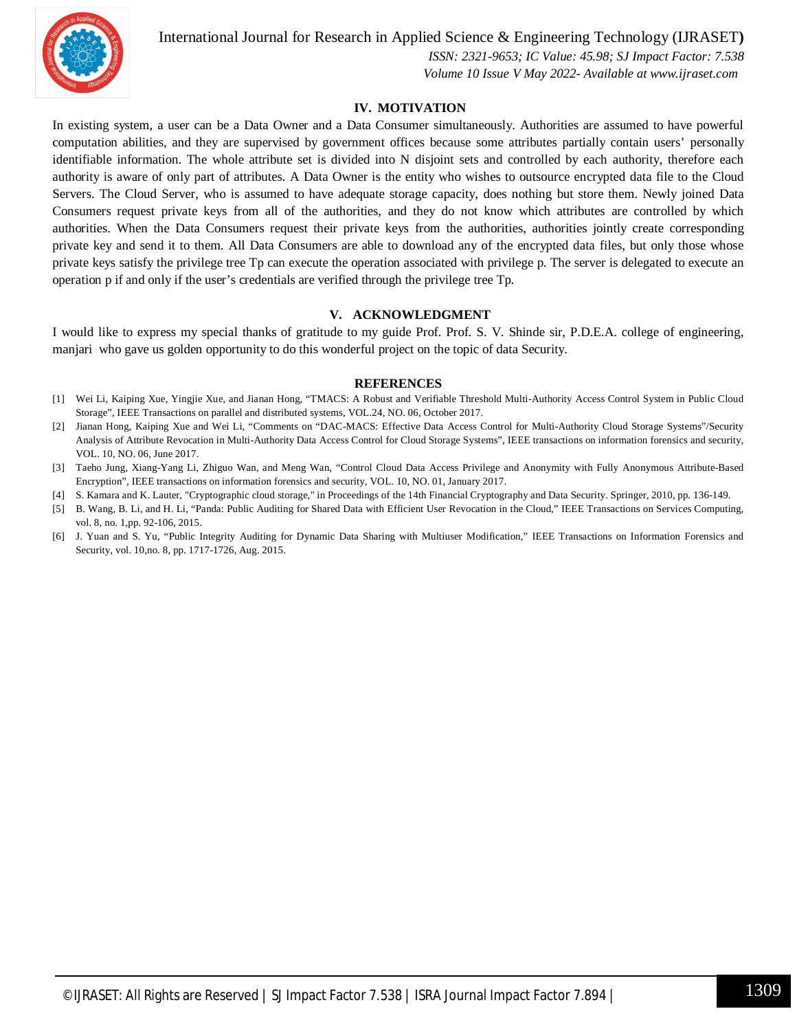## IV. MOTIVATION

In existing system, a user can be a Data Owner and a Data Consumer simultaneously. Authorities are assumed to have powerful computation abilities, and they are supervised by government offices because some attributes partially contain users' personally identifiable information. The whole attribute set is divided into N disjoint sets and controlled by each authority, therefore each authority is aware of only part of attributes. A Data Owner is the entity who wishes to outsource encrypted data file to the Cloud Servers. The Cloud Server, who is assumed to have adequate storage capacity, does nothing but store them. Newly joined Data Consumers request private keys from all of the authorities, and they do not know which attributes are controlled by which authorities. When the Data Consumers request their private keys from the authorities, authorities jointly create corresponding private key and send it to them. All Data Consumers are able to download any of the encrypted data files, but only those whose private keys satisfy the privilege tree Tp can execute the operation associated with privilege p. The server is delegated to execute an operation p if and only if the user's credentials are verified through the privilege tree Tp.

## V. ACKNOWLEDGMENT

I would like to express my special thanks of gratitude to my guide Prof. Prof. S. V. Shinde sir, P.D.E.A. college of engineering, manjari who gave us golden opportunity to do this wonderful project on the topic of data Security.

## REFERENCES

[1] Wei Li, Kaiping Xue, Yingjie Xue, and Jianan Hong, "TMACS: A Robust and Verifiable Threshold Multi-Authority Access Control System in Public Cloud Storage", IEEE Transactions on parallel and distributed systems, VOL.24, NO. 06, October 2017.

[2] Jianan Hong, Kaiping Xue and Wei Li, "Comments on "DAC-MACS: Effective Data Access Control for Multi-Authority Cloud Storage Systems"/Security Analysis of Attribute Revocation in Multi-Authority Data Access Control for Cloud Storage Systems", IEEE transactions on information forensics and security, VOL. 10, NO. 06, June 2017.

[3] Taeho Jung, Xiang-Yang Li, Zhiguo Wan, and Meng Wan, "Control Cloud Data Access Privilege and Anonymity with Fully Anonymous Attribute-Based Encryption", IEEE transactions on information forensics and security, VOL. 10, NO. 01, January 2017.

[4] S. Kamara and K. Lauter, "Cryptographic cloud storage," in Proceedings of the 14th Financial Cryptography and Data Security. Springer, 2010, pp. 136-149.

[5] B. Wang, B. Li, and H. Li, "Panda: Public Auditing for Shared Data with Efficient User Revocation in the Cloud," IEEE Transactions on Services Computing, vol. 8, no. 1,pp. 92-106, 2015.

[6] J. Yuan and S. Yu, "Public Integrity Auditing for Dynamic Data Sharing with Multiuser Modification," IEEE Transactions on Information Forensics and Security, vol. 10,no. 8, pp. 1717-1726, Aug. 2015.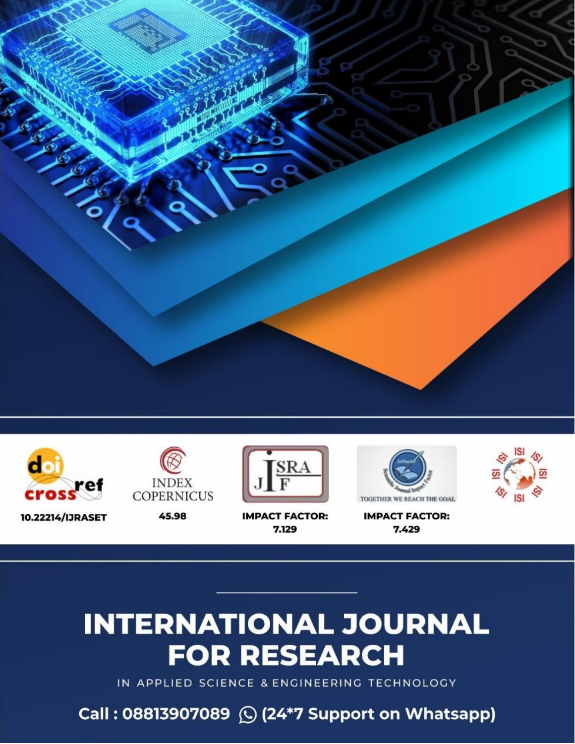10.22214/IJRASET

INDEX COPERNICUS

45.98

IMPACT FACTOR: 7.129

IMPACT FACTOR: 7.429

# INTERNATIONAL JOURNAL FOR RESEARCH

IN APPLIED SCIENCE & ENGINEERING TECHNOLOGY

Call : 08813907089 (24*7 Support on Whatsapp)